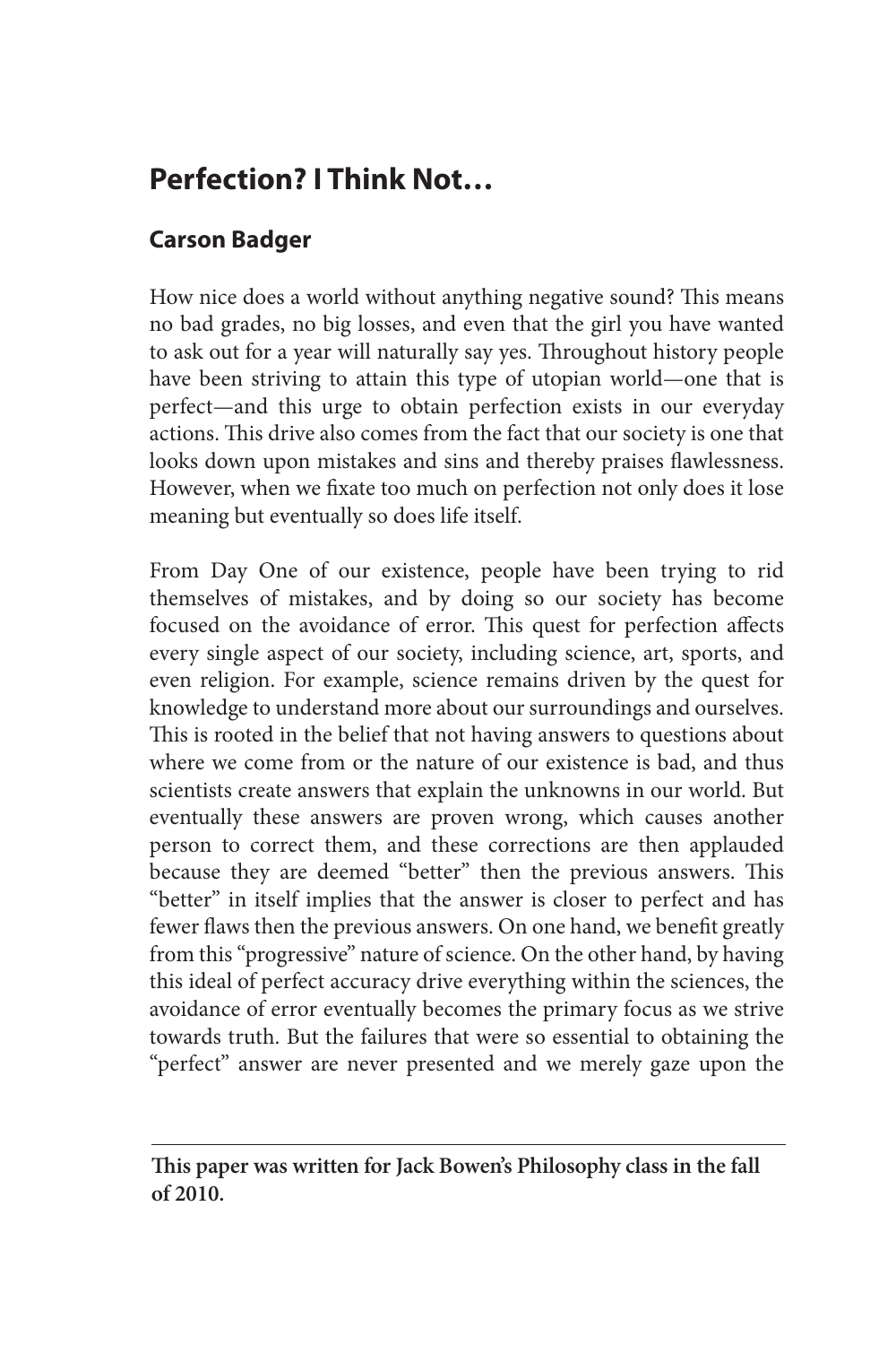# Perfection? I Think Not…

## Carson Badger

How nice does a world without anything negative sound? This means no bad grades, no big losses, and even that the girl you have wanted to ask out for a year will naturally say yes. Throughout history people have been striving to attain this type of utopian world—one that is perfect—and this urge to obtain perfection exists in our everyday actions. This drive also comes from the fact that our society is one that looks down upon mistakes and sins and thereby praises flawlessness. However, when we fixate too much on perfection not only does it lose meaning but eventually so does life itself.

From Day One of our existence, people have been trying to rid themselves of mistakes, and by doing so our society has become focused on the avoidance of error. This quest for perfection affects every single aspect of our society, including science, art, sports, and even religion. For example, science remains driven by the quest for knowledge to understand more about our surroundings and ourselves. This is rooted in the belief that not having answers to questions about where we come from or the nature of our existence is bad, and thus scientists create answers that explain the unknowns in our world. But eventually these answers are proven wrong, which causes another person to correct them, and these corrections are then applauded because they are deemed "better" then the previous answers. This "better" in itself implies that the answer is closer to perfect and has fewer flaws then the previous answers. On one hand, we benefit greatly from this "progressive" nature of science. On the other hand, by having this ideal of perfect accuracy drive everything within the sciences, the avoidance of error eventually becomes the primary focus as we strive towards truth. But the failures that were so essential to obtaining the "perfect" answer are never presented and we merely gaze upon the

---

**This paper was written for Jack Bowen's Philosophy class in the fall of 2010.**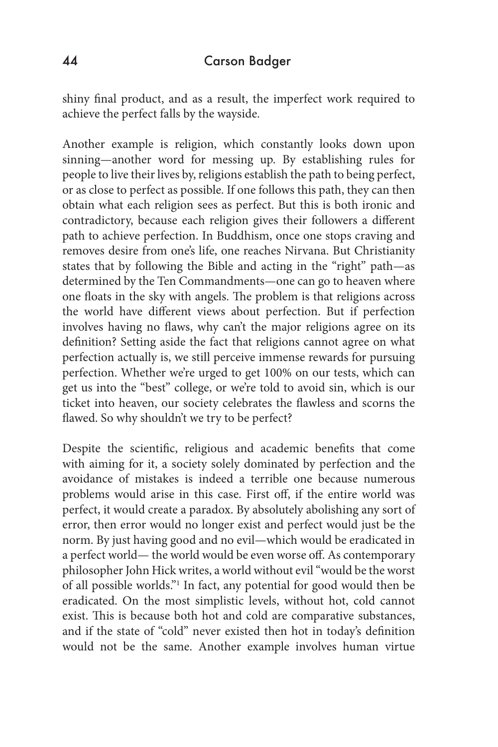shiny final product, and as a result, the imperfect work required to achieve the perfect falls by the wayside.

Another example is religion, which constantly looks down upon sinning—another word for messing up. By establishing rules for people to live their lives by, religions establish the path to being perfect, or as close to perfect as possible. If one follows this path, they can then obtain what each religion sees as perfect. But this is both ironic and contradictory, because each religion gives their followers a different path to achieve perfection. In Buddhism, once one stops craving and removes desire from one's life, one reaches Nirvana. But Christianity states that by following the Bible and acting in the "right" path—as determined by the Ten Commandments—one can go to heaven where one floats in the sky with angels. The problem is that religions across the world have different views about perfection. But if perfection involves having no flaws, why can't the major religions agree on its definition? Setting aside the fact that religions cannot agree on what perfection actually is, we still perceive immense rewards for pursuing perfection. Whether we're urged to get 100% on our tests, which can get us into the "best" college, or we're told to avoid sin, which is our ticket into heaven, our society celebrates the flawless and scorns the flawed. So why shouldn't we try to be perfect?

Despite the scientific, religious and academic benefits that come with aiming for it, a society solely dominated by perfection and the avoidance of mistakes is indeed a terrible one because numerous problems would arise in this case. First off, if the entire world was perfect, it would create a paradox. By absolutely abolishing any sort of error, then error would no longer exist and perfect would just be the norm. By just having good and no evil—which would be eradicated in a perfect world— the world would be even worse off. As contemporary philosopher John Hick writes, a world without evil "would be the worst of all possible worlds."[1] In fact, any potential for good would then be eradicated. On the most simplistic levels, without hot, cold cannot exist. This is because both hot and cold are comparative substances, and if the state of "cold" never existed then hot in today's definition would not be the same. Another example involves human virtue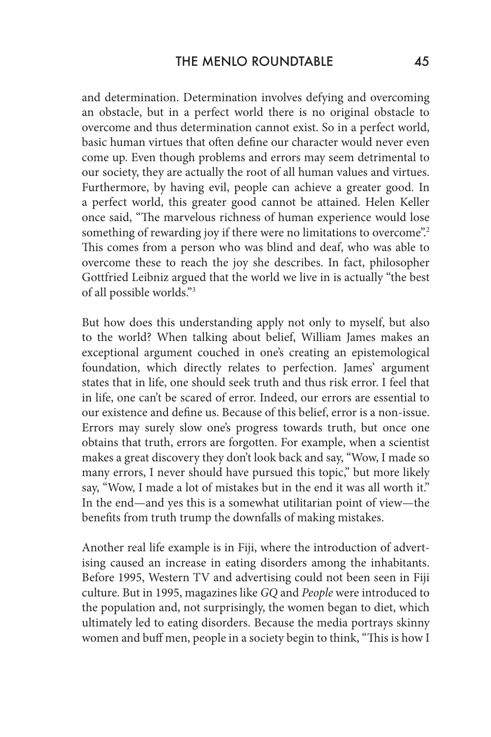and determination. Determination involves defying and overcoming an obstacle, but in a perfect world there is no original obstacle to overcome and thus determination cannot exist. So in a perfect world, basic human virtues that often define our character would never even come up. Even though problems and errors may seem detrimental to our society, they are actually the root of all human values and virtues. Furthermore, by having evil, people can achieve a greater good. In a perfect world, this greater good cannot be attained. Helen Keller once said, "The marvelous richness of human experience would lose something of rewarding joy if there were no limitations to overcome".[2] This comes from a person who was blind and deaf, who was able to overcome these to reach the joy she describes. In fact, philosopher Gottfried Leibniz argued that the world we live in is actually "the best of all possible worlds."[3]

But how does this understanding apply not only to myself, but also to the world? When talking about belief, William James makes an exceptional argument couched in one's creating an epistemological foundation, which directly relates to perfection. James' argument states that in life, one should seek truth and thus risk error. I feel that in life, one can't be scared of error. Indeed, our errors are essential to our existence and define us. Because of this belief, error is a non-issue. Errors may surely slow one's progress towards truth, but once one obtains that truth, errors are forgotten. For example, when a scientist makes a great discovery they don't look back and say, "Wow, I made so many errors, I never should have pursued this topic," but more likely say, "Wow, I made a lot of mistakes but in the end it was all worth it." In the end—and yes this is a somewhat utilitarian point of view—the benefits from truth trump the downfalls of making mistakes.

Another real life example is in Fiji, where the introduction of advertising caused an increase in eating disorders among the inhabitants. Before 1995, Western TV and advertising could not been seen in Fiji culture. But in 1995, magazines like *GQ* and *People* were introduced to the population and, not surprisingly, the women began to diet, which ultimately led to eating disorders. Because the media portrays skinny women and buff men, people in a society begin to think, "This is how I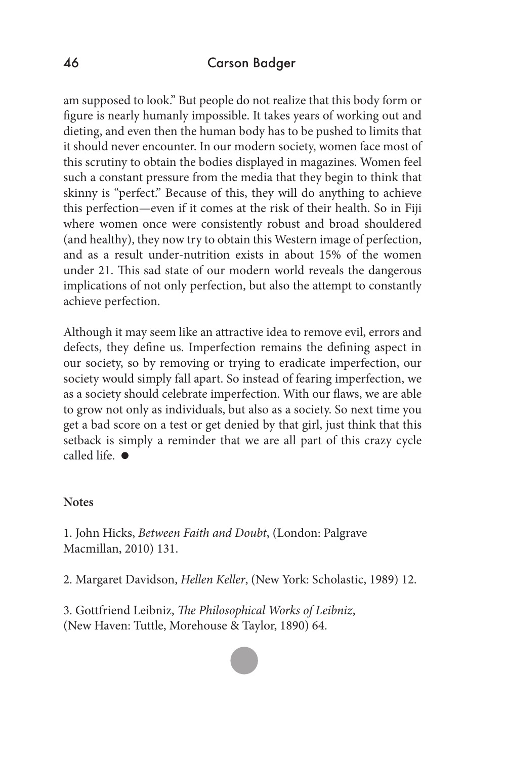am supposed to look." But people do not realize that this body form or figure is nearly humanly impossible. It takes years of working out and dieting, and even then the human body has to be pushed to limits that it should never encounter. In our modern society, women face most of this scrutiny to obtain the bodies displayed in magazines. Women feel such a constant pressure from the media that they begin to think that skinny is "perfect." Because of this, they will do anything to achieve this perfection—even if it comes at the risk of their health. So in Fiji where women once were consistently robust and broad shouldered (and healthy), they now try to obtain this Western image of perfection, and as a result under-nutrition exists in about 15% of the women under 21. This sad state of our modern world reveals the dangerous implications of not only perfection, but also the attempt to constantly achieve perfection.

Although it may seem like an attractive idea to remove evil, errors and defects, they define us. Imperfection remains the defining aspect in our society, so by removing or trying to eradicate imperfection, our society would simply fall apart. So instead of fearing imperfection, we as a society should celebrate imperfection. With our flaws, we are able to grow not only as individuals, but also as a society. So next time you get a bad score on a test or get denied by that girl, just think that this setback is simply a reminder that we are all part of this crazy cycle called life. ●

**Notes**

1. John Hicks, *Between Faith and Doubt*, (London: Palgrave Macmillan, 2010) 131.

2. Margaret Davidson, *Hellen Keller*, (New York: Scholastic, 1989) 12.

3. Gottfriend Leibniz, *The Philosophical Works of Leibniz*, (New Haven: Tuttle, Morehouse & Taylor, 1890) 64.